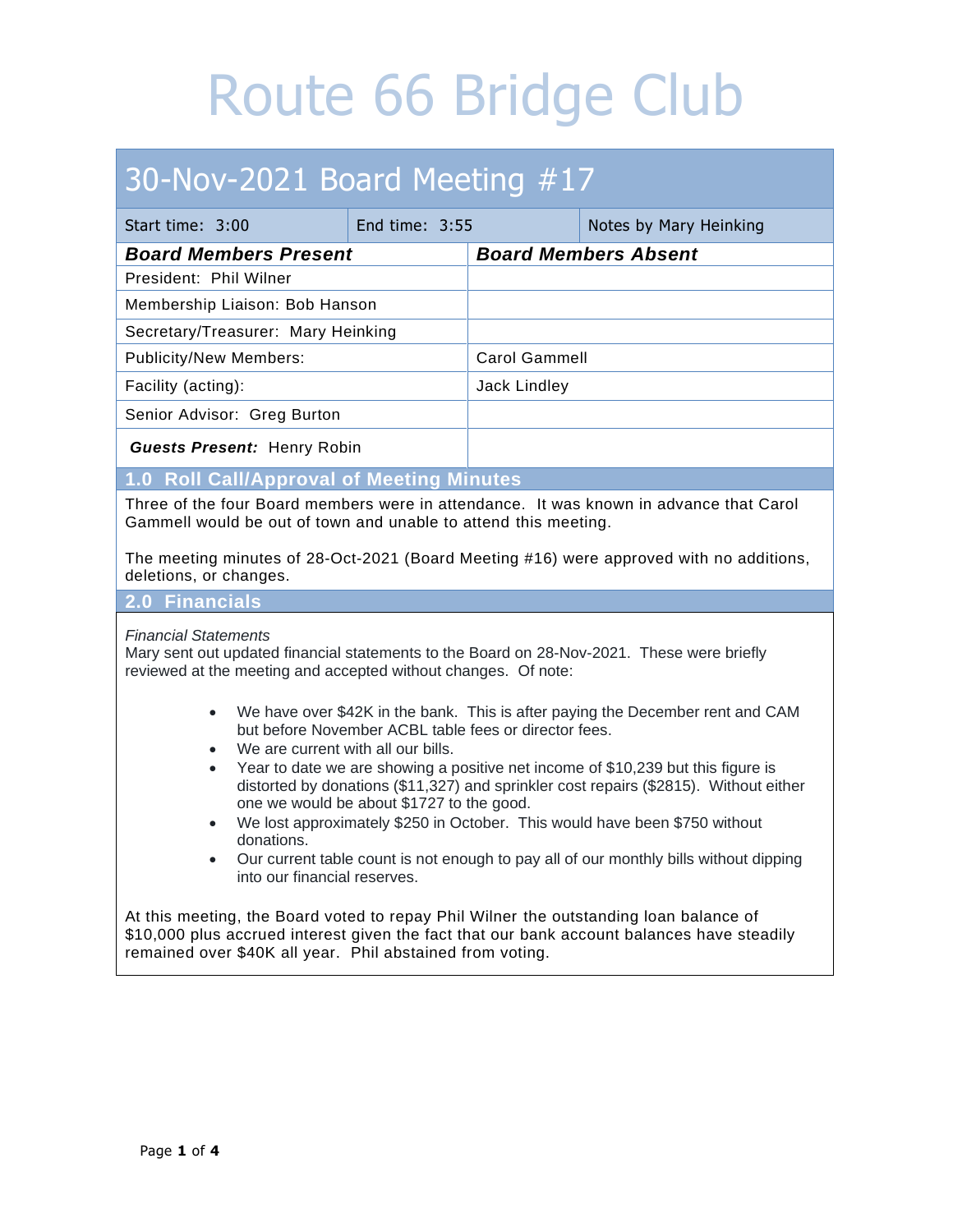# Route 66 Bridge Club

## 30-Nov-2021 Board Meeting #17

| Start time: 3:00 | End time: 3:55 | Notes by Mary Heinking |
|---|---|---|

| ***Board Members Present*** | ***Board Members Absent*** |
|---|---|
| President: Phil Wilner | |
| Membership Liaison: Bob Hanson | |
| Secretary/Treasurer: Mary Heinking | |
| Publicity/New Members: | Carol Gammell |
| Facility (acting): | Jack Lindley |
| Senior Advisor: Greg Burton | |
| ***Guests Present:*** Henry Robin | |

### 1.0 Roll Call/Approval of Meeting Minutes

Three of the four Board members were in attendance. It was known in advance that Carol Gammell would be out of town and unable to attend this meeting.

The meeting minutes of 28-Oct-2021 (Board Meeting #16) were approved with no additions, deletions, or changes.

### 2.0 Financials

*Financial Statements*

Mary sent out updated financial statements to the Board on 28-Nov-2021. These were briefly reviewed at the meeting and accepted without changes. Of note:

- We have over $42K in the bank. This is after paying the December rent and CAM but before November ACBL table fees or director fees.
- We are current with all our bills.
- Year to date we are showing a positive net income of $10,239 but this figure is distorted by donations ($11,327) and sprinkler cost repairs ($2815). Without either one we would be about $1727 to the good.
- We lost approximately $250 in October. This would have been $750 without donations.
- Our current table count is not enough to pay all of our monthly bills without dipping into our financial reserves.

At this meeting, the Board voted to repay Phil Wilner the outstanding loan balance of $10,000 plus accrued interest given the fact that our bank account balances have steadily remained over $40K all year. Phil abstained from voting.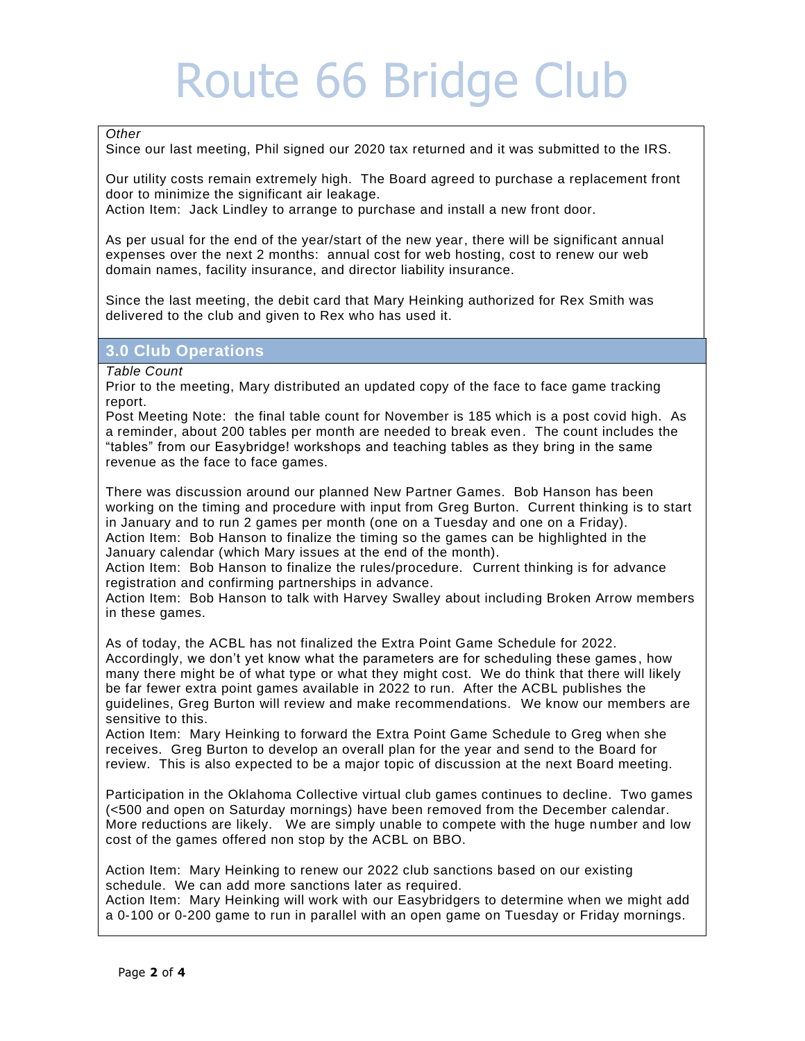# Route 66 Bridge Club

*Other*

Since our last meeting, Phil signed our 2020 tax returned and it was submitted to the IRS.

Our utility costs remain extremely high. The Board agreed to purchase a replacement front door to minimize the significant air leakage.
Action Item: Jack Lindley to arrange to purchase and install a new front door.

As per usual for the end of the year/start of the new year, there will be significant annual expenses over the next 2 months: annual cost for web hosting, cost to renew our web domain names, facility insurance, and director liability insurance.

Since the last meeting, the debit card that Mary Heinking authorized for Rex Smith was delivered to the club and given to Rex who has used it.

## 3.0 Club Operations

*Table Count*

Prior to the meeting, Mary distributed an updated copy of the face to face game tracking report.
Post Meeting Note: the final table count for November is 185 which is a post covid high. As a reminder, about 200 tables per month are needed to break even. The count includes the "tables" from our Easybridge! workshops and teaching tables as they bring in the same revenue as the face to face games.

There was discussion around our planned New Partner Games. Bob Hanson has been working on the timing and procedure with input from Greg Burton. Current thinking is to start in January and to run 2 games per month (one on a Tuesday and one on a Friday).
Action Item: Bob Hanson to finalize the timing so the games can be highlighted in the January calendar (which Mary issues at the end of the month).
Action Item: Bob Hanson to finalize the rules/procedure. Current thinking is for advance registration and confirming partnerships in advance.
Action Item: Bob Hanson to talk with Harvey Swalley about including Broken Arrow members in these games.

As of today, the ACBL has not finalized the Extra Point Game Schedule for 2022. Accordingly, we don't yet know what the parameters are for scheduling these games, how many there might be of what type or what they might cost. We do think that there will likely be far fewer extra point games available in 2022 to run. After the ACBL publishes the guidelines, Greg Burton will review and make recommendations. We know our members are sensitive to this.
Action Item: Mary Heinking to forward the Extra Point Game Schedule to Greg when she receives. Greg Burton to develop an overall plan for the year and send to the Board for review. This is also expected to be a major topic of discussion at the next Board meeting.

Participation in the Oklahoma Collective virtual club games continues to decline. Two games (<500 and open on Saturday mornings) have been removed from the December calendar. More reductions are likely. We are simply unable to compete with the huge number and low cost of the games offered non stop by the ACBL on BBO.

Action Item: Mary Heinking to renew our 2022 club sanctions based on our existing schedule. We can add more sanctions later as required.
Action Item: Mary Heinking will work with our Easybridgers to determine when we might add a 0-100 or 0-200 game to run in parallel with an open game on Tuesday or Friday mornings.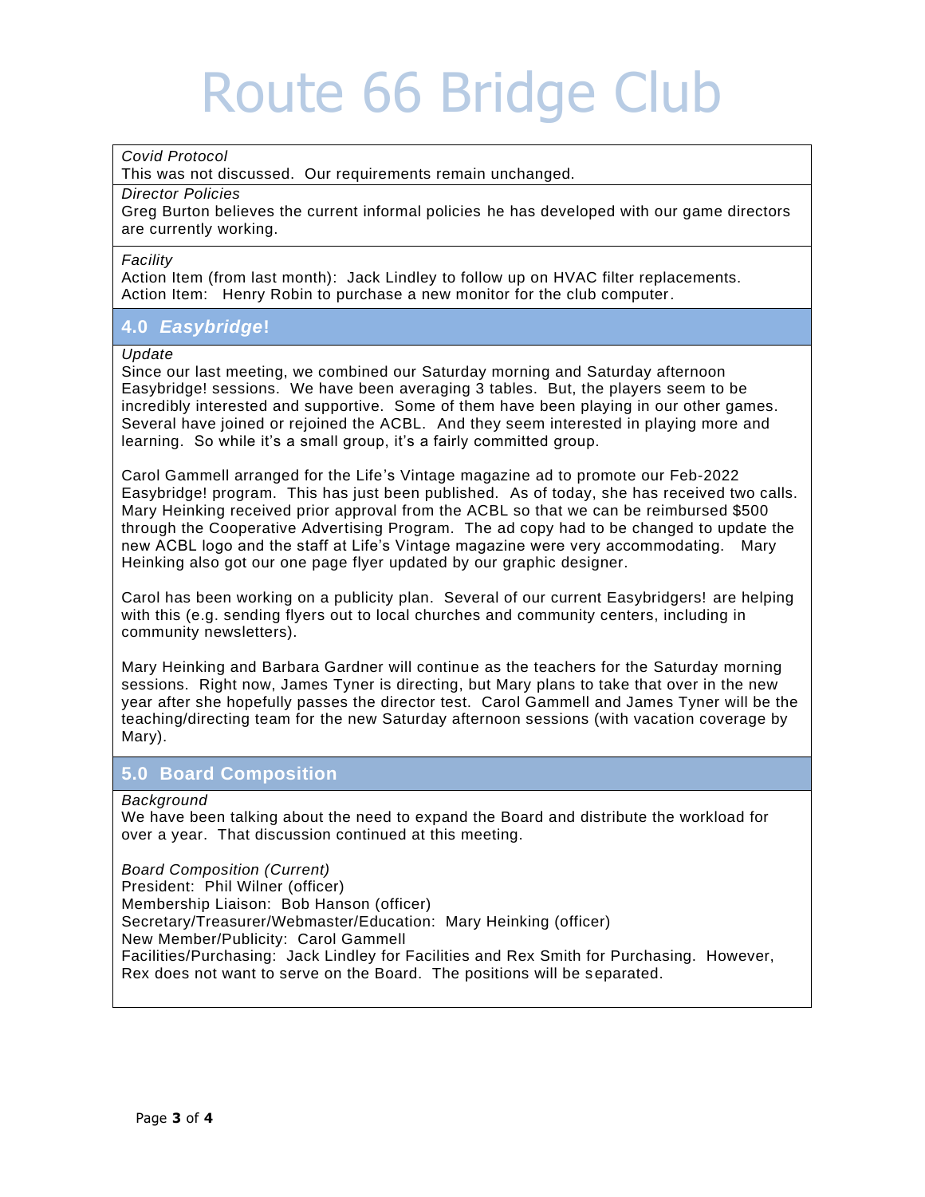# Route 66 Bridge Club

*Covid Protocol*

This was not discussed. Our requirements remain unchanged.

*Director Policies*

Greg Burton believes the current informal policies he has developed with our game directors are currently working.

*Facility*

Action Item (from last month): Jack Lindley to follow up on HVAC filter replacements.
Action Item: Henry Robin to purchase a new monitor for the club computer.

## 4.0 *Easybridge*!

*Update*

Since our last meeting, we combined our Saturday morning and Saturday afternoon Easybridge! sessions. We have been averaging 3 tables. But, the players seem to be incredibly interested and supportive. Some of them have been playing in our other games. Several have joined or rejoined the ACBL. And they seem interested in playing more and learning. So while it's a small group, it's a fairly committed group.

Carol Gammell arranged for the Life's Vintage magazine ad to promote our Feb-2022 Easybridge! program. This has just been published. As of today, she has received two calls. Mary Heinking received prior approval from the ACBL so that we can be reimbursed $500 through the Cooperative Advertising Program. The ad copy had to be changed to update the new ACBL logo and the staff at Life's Vintage magazine were very accommodating. Mary Heinking also got our one page flyer updated by our graphic designer.

Carol has been working on a publicity plan. Several of our current Easybridgers! are helping with this (e.g. sending flyers out to local churches and community centers, including in community newsletters).

Mary Heinking and Barbara Gardner will continue as the teachers for the Saturday morning sessions. Right now, James Tyner is directing, but Mary plans to take that over in the new year after she hopefully passes the director test. Carol Gammell and James Tyner will be the teaching/directing team for the new Saturday afternoon sessions (with vacation coverage by Mary).

## 5.0 Board Composition

*Background*

We have been talking about the need to expand the Board and distribute the workload for over a year. That discussion continued at this meeting.

*Board Composition (Current)*

President: Phil Wilner (officer)
Membership Liaison: Bob Hanson (officer)
Secretary/Treasurer/Webmaster/Education: Mary Heinking (officer)
New Member/Publicity: Carol Gammell
Facilities/Purchasing: Jack Lindley for Facilities and Rex Smith for Purchasing. However, Rex does not want to serve on the Board. The positions will be separated.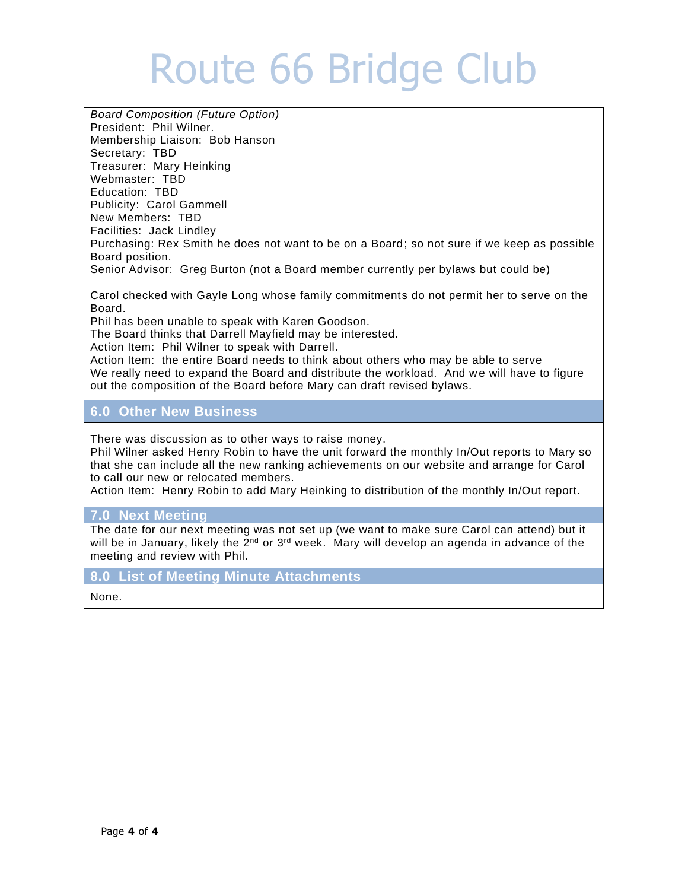# Route 66 Bridge Club

*Board Composition (Future Option)*
President: Phil Wilner.
Membership Liaison: Bob Hanson
Secretary: TBD
Treasurer: Mary Heinking
Webmaster: TBD
Education: TBD
Publicity: Carol Gammell
New Members: TBD
Facilities: Jack Lindley
Purchasing: Rex Smith he does not want to be on a Board; so not sure if we keep as possible Board position.
Senior Advisor: Greg Burton (not a Board member currently per bylaws but could be)

Carol checked with Gayle Long whose family commitments do not permit her to serve on the Board.
Phil has been unable to speak with Karen Goodson.
The Board thinks that Darrell Mayfield may be interested.
Action Item: Phil Wilner to speak with Darrell.
Action Item: the entire Board needs to think about others who may be able to serve
We really need to expand the Board and distribute the workload. And we will have to figure out the composition of the Board before Mary can draft revised bylaws.

## 6.0 Other New Business

There was discussion as to other ways to raise money.
Phil Wilner asked Henry Robin to have the unit forward the monthly In/Out reports to Mary so that she can include all the new ranking achievements on our website and arrange for Carol to call our new or relocated members.
Action Item: Henry Robin to add Mary Heinking to distribution of the monthly In/Out report.

## 7.0 Next Meeting

The date for our next meeting was not set up (we want to make sure Carol can attend) but it will be in January, likely the 2nd or 3rd week. Mary will develop an agenda in advance of the meeting and review with Phil.

## 8.0 List of Meeting Minute Attachments

None.